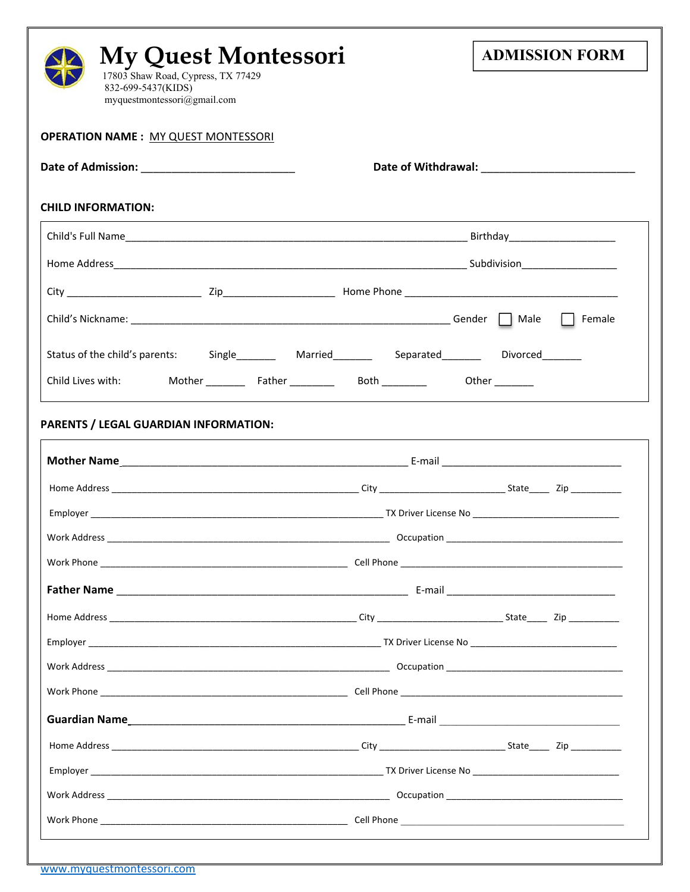# My Quest Montessori

17803 Shaw Road, Cypress, TX 77429
832-699-5437(KIDS)
myquestmontessori@gmail.com

**ADMISSION FORM**

**OPERATION NAME :** MY QUEST MONTESSORI

**Date of Admission:** ________________________ **Date of Withdrawal:** ________________________

**CHILD INFORMATION:**

Child's Full Name______________________________________________________ Birthday_________________

Home Address_______________________________________________________ Subdivision________________

City ______________________ Zip__________________ Home Phone ___________________________________

Child's Nickname: ___________________________________________________ Gender ☐ Male ☐ Female

Status of the child's parents: Single_______ Married_______ Separated_______ Divorced_______

Child Lives with: Mother _______ Father ________ Both ________ Other _______

**PARENTS / LEGAL GUARDIAN INFORMATION:**

**Mother Name**_____________________________________________ E-mail _____________________________

Home Address ______________________________________ City _____________________ State____ Zip _________

Employer _____________________________________________ TX Driver License No __________________________

Work Address _____________________________________________ Occupation ________________________________

Work Phone ______________________________________ Cell Phone _________________________________________

**Father Name** _____________________________________________ E-mail ____________________________

Home Address ______________________________________ City _____________________ State____ Zip _________

Employer _____________________________________________ TX Driver License No __________________________

Work Address _____________________________________________ Occupation ________________________________

Work Phone ______________________________________ Cell Phone _________________________________________

**Guardian Name**___________________________________________ E-mail ____________________________

Home Address ______________________________________ City _____________________ State____ Zip _________

Employer _____________________________________________ TX Driver License No __________________________

Work Address _____________________________________________ Occupation ________________________________

Work Phone ______________________________________ Cell Phone _________________________________________

www.myquestmontessori.com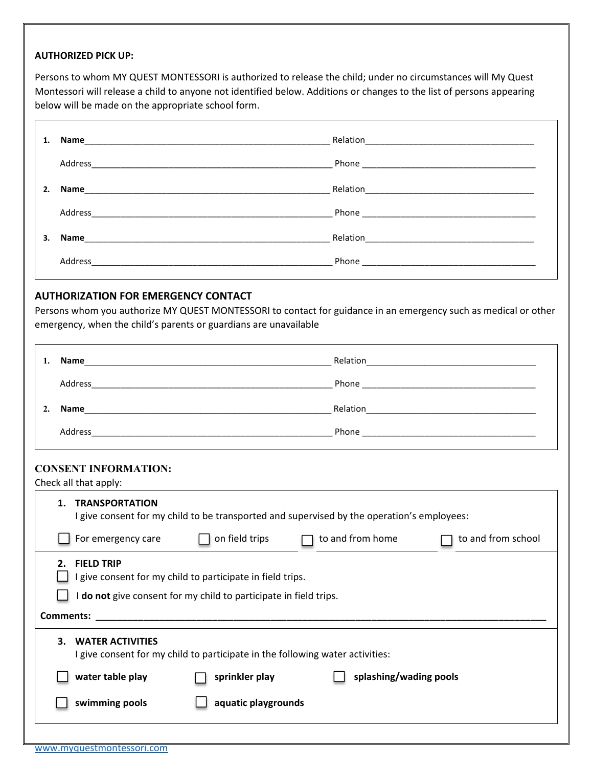**AUTHORIZED PICK UP:**

Persons to whom MY QUEST MONTESSORI is authorized to release the child; under no circumstances will My Quest Montessori will release a child to anyone not identified below. Additions or changes to the list of persons appearing below will be made on the appropriate school form.

1. **Name**\_\_\_\_\_\_\_\_\_\_\_\_\_\_\_\_\_\_\_\_\_\_\_\_\_\_\_\_\_\_\_\_\_\_\_\_\_\_\_\_\_\_\_\_ Relation\_\_\_\_\_\_\_\_\_\_\_\_\_\_\_\_\_\_\_\_\_\_\_\_\_\_\_\_\_\_\_\_

   Address\_\_\_\_\_\_\_\_\_\_\_\_\_\_\_\_\_\_\_\_\_\_\_\_\_\_\_\_\_\_\_\_\_\_\_\_\_\_\_\_\_\_\_\_ Phone \_\_\_\_\_\_\_\_\_\_\_\_\_\_\_\_\_\_\_\_\_\_\_\_\_\_\_\_\_\_\_\_

2. **Name**\_\_\_\_\_\_\_\_\_\_\_\_\_\_\_\_\_\_\_\_\_\_\_\_\_\_\_\_\_\_\_\_\_\_\_\_\_\_\_\_\_\_\_\_ Relation\_\_\_\_\_\_\_\_\_\_\_\_\_\_\_\_\_\_\_\_\_\_\_\_\_\_\_\_\_\_\_\_

   Address\_\_\_\_\_\_\_\_\_\_\_\_\_\_\_\_\_\_\_\_\_\_\_\_\_\_\_\_\_\_\_\_\_\_\_\_\_\_\_\_\_\_\_\_ Phone \_\_\_\_\_\_\_\_\_\_\_\_\_\_\_\_\_\_\_\_\_\_\_\_\_\_\_\_\_\_\_\_

3. **Name**\_\_\_\_\_\_\_\_\_\_\_\_\_\_\_\_\_\_\_\_\_\_\_\_\_\_\_\_\_\_\_\_\_\_\_\_\_\_\_\_\_\_\_\_ Relation\_\_\_\_\_\_\_\_\_\_\_\_\_\_\_\_\_\_\_\_\_\_\_\_\_\_\_\_\_\_\_\_

   Address\_\_\_\_\_\_\_\_\_\_\_\_\_\_\_\_\_\_\_\_\_\_\_\_\_\_\_\_\_\_\_\_\_\_\_\_\_\_\_\_\_\_\_\_ Phone \_\_\_\_\_\_\_\_\_\_\_\_\_\_\_\_\_\_\_\_\_\_\_\_\_\_\_\_\_\_\_\_

## AUTHORIZATION FOR EMERGENCY CONTACT

Persons whom you authorize MY QUEST MONTESSORI to contact for guidance in an emergency such as medical or other emergency, when the child's parents or guardians are unavailable

1. **Name**\_\_\_\_\_\_\_\_\_\_\_\_\_\_\_\_\_\_\_\_\_\_\_\_\_\_\_\_\_\_\_\_\_\_\_\_\_\_\_\_\_\_\_\_ Relation\_\_\_\_\_\_\_\_\_\_\_\_\_\_\_\_\_\_\_\_\_\_\_\_\_\_\_\_\_\_\_\_

   Address\_\_\_\_\_\_\_\_\_\_\_\_\_\_\_\_\_\_\_\_\_\_\_\_\_\_\_\_\_\_\_\_\_\_\_\_\_\_\_\_\_\_\_\_ Phone \_\_\_\_\_\_\_\_\_\_\_\_\_\_\_\_\_\_\_\_\_\_\_\_\_\_\_\_\_\_\_\_

2. **Name**\_\_\_\_\_\_\_\_\_\_\_\_\_\_\_\_\_\_\_\_\_\_\_\_\_\_\_\_\_\_\_\_\_\_\_\_\_\_\_\_\_\_\_\_ Relation\_\_\_\_\_\_\_\_\_\_\_\_\_\_\_\_\_\_\_\_\_\_\_\_\_\_\_\_\_\_\_\_

   Address\_\_\_\_\_\_\_\_\_\_\_\_\_\_\_\_\_\_\_\_\_\_\_\_\_\_\_\_\_\_\_\_\_\_\_\_\_\_\_\_\_\_\_\_ Phone \_\_\_\_\_\_\_\_\_\_\_\_\_\_\_\_\_\_\_\_\_\_\_\_\_\_\_\_\_\_\_\_

## CONSENT INFORMATION:

Check all that apply:

**1. TRANSPORTATION**

I give consent for my child to be transported and supervised by the operation's employees:

- ☐ For emergency care
- ☐ on field trips
- ☐ to and from home
- ☐ to and from school

**2. FIELD TRIP**

- ☐ I give consent for my child to participate in field trips.
- ☐ I **do not** give consent for my child to participate in field trips.

**Comments:** \_\_\_\_\_\_\_\_\_\_\_\_\_\_\_\_\_\_\_\_\_\_\_\_\_\_\_\_\_\_\_\_\_\_\_\_\_\_\_\_\_\_\_\_\_\_\_\_\_\_\_\_\_\_\_\_\_\_\_\_\_\_\_\_\_\_\_\_\_\_

**3. WATER ACTIVITIES**

I give consent for my child to participate in the following water activities:

- ☐ **water table play**
- ☐ **sprinkler play**
- ☐ **splashing/wading pools**
- ☐ **swimming pools**
- ☐ **aquatic playgrounds**

www.myquestmontessori.com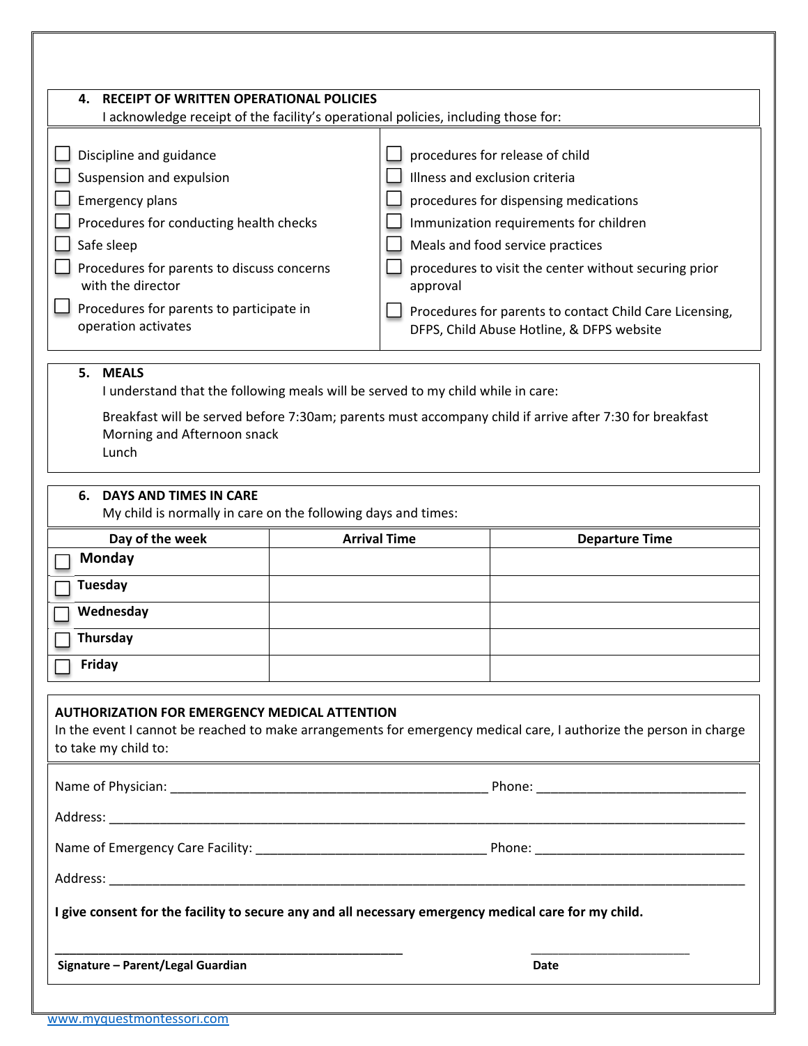## 4. RECEIPT OF WRITTEN OPERATIONAL POLICIES

I acknowledge receipt of the facility's operational policies, including those for:

- ☐ Discipline and guidance
- ☐ Suspension and expulsion
- ☐ Emergency plans
- ☐ Procedures for conducting health checks
- ☐ Safe sleep
- ☐ Procedures for parents to discuss concerns with the director
- ☐ Procedures for parents to participate in operation activates
- ☐ procedures for release of child
- ☐ Illness and exclusion criteria
- ☐ procedures for dispensing medications
- ☐ Immunization requirements for children
- ☐ Meals and food service practices
- ☐ procedures to visit the center without securing prior approval
- ☐ Procedures for parents to contact Child Care Licensing, DFPS, Child Abuse Hotline, & DFPS website

## 5. MEALS

I understand that the following meals will be served to my child while in care:

Breakfast will be served before 7:30am; parents must accompany child if arrive after 7:30 for breakfast
Morning and Afternoon snack
Lunch

## 6. DAYS AND TIMES IN CARE

My child is normally in care on the following days and times:

| Day of the week | Arrival Time | Departure Time |
|---|---|---|
| ☐ **Monday** | | |
| ☐ **Tuesday** | | |
| ☐ **Wednesday** | | |
| ☐ **Thursday** | | |
| ☐ **Friday** | | |

## AUTHORIZATION FOR EMERGENCY MEDICAL ATTENTION

In the event I cannot be reached to make arrangements for emergency medical care, I authorize the person in charge to take my child to:

Name of Physician: _____________________________________________ Phone: _____________________________

Address: ___________________________________________________________________________________________

Name of Emergency Care Facility: ________________________________ Phone: _____________________________

Address: ___________________________________________________________________________________________

**I give consent for the facility to secure any and all necessary emergency medical care for my child.**

_____________________________________________________ ________________________

**Signature – Parent/Legal Guardian** **Date**

www.myquestmontessori.com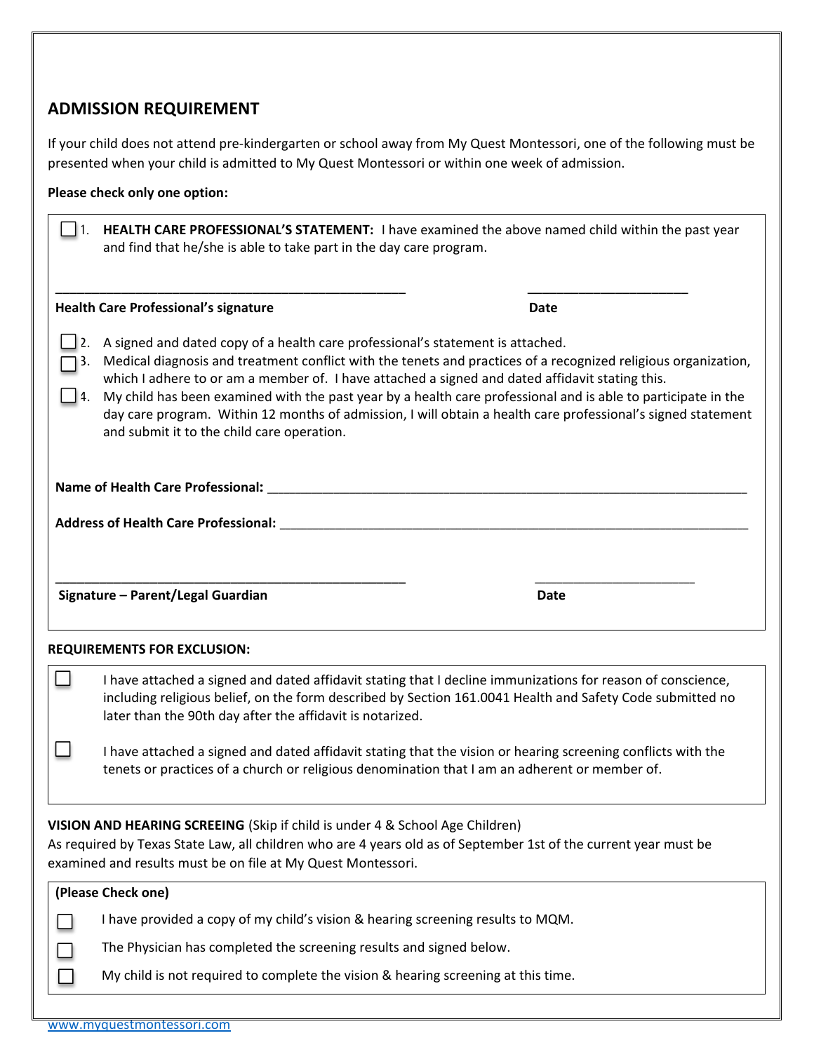## ADMISSION REQUIREMENT

If your child does not attend pre-kindergarten or school away from My Quest Montessori, one of the following must be presented when your child is admitted to My Quest Montessori or within one week of admission.

**Please check only one option:**

☐ 1. **HEALTH CARE PROFESSIONAL'S STATEMENT:** I have examined the above named child within the past year and find that he/she is able to take part in the day care program.

\_\_\_\_\_\_\_\_\_\_\_\_\_\_\_\_\_\_\_\_\_\_\_\_\_\_\_\_\_\_\_\_\_\_\_\_\_\_\_\_ \_\_\_\_\_\_\_\_\_\_\_\_\_\_\_\_\_\_\_\_

**Health Care Professional's signature** **Date**

☐ 2. A signed and dated copy of a health care professional's statement is attached.

☐ 3. Medical diagnosis and treatment conflict with the tenets and practices of a recognized religious organization, which I adhere to or am a member of. I have attached a signed and dated affidavit stating this.

☐ 4. My child has been examined with the past year by a health care professional and is able to participate in the day care program. Within 12 months of admission, I will obtain a health care professional's signed statement and submit it to the child care operation.

**Name of Health Care Professional:** \_\_\_\_\_\_\_\_\_\_\_\_\_\_\_\_\_\_\_\_\_\_\_\_\_\_\_\_\_\_\_\_\_\_\_\_\_\_\_\_

**Address of Health Care Professional:** \_\_\_\_\_\_\_\_\_\_\_\_\_\_\_\_\_\_\_\_\_\_\_\_\_\_\_\_\_\_\_\_\_\_\_\_\_\_\_\_

\_\_\_\_\_\_\_\_\_\_\_\_\_\_\_\_\_\_\_\_\_\_\_\_\_\_\_\_\_\_\_\_\_\_\_\_\_\_\_\_ \_\_\_\_\_\_\_\_\_\_\_\_\_\_\_\_\_\_\_\_

**Signature – Parent/Legal Guardian** **Date**

**REQUIREMENTS FOR EXCLUSION:**

☐ I have attached a signed and dated affidavit stating that I decline immunizations for reason of conscience, including religious belief, on the form described by Section 161.0041 Health and Safety Code submitted no later than the 90th day after the affidavit is notarized.

☐ I have attached a signed and dated affidavit stating that the vision or hearing screening conflicts with the tenets or practices of a church or religious denomination that I am an adherent or member of.

**VISION AND HEARING SCREEING** (Skip if child is under 4 & School Age Children)
As required by Texas State Law, all children who are 4 years old as of September 1st of the current year must be examined and results must be on file at My Quest Montessori.

**(Please Check one)**

☐ I have provided a copy of my child's vision & hearing screening results to MQM.

☐ The Physician has completed the screening results and signed below.

☐ My child is not required to complete the vision & hearing screening at this time.

www.myquestmontessori.com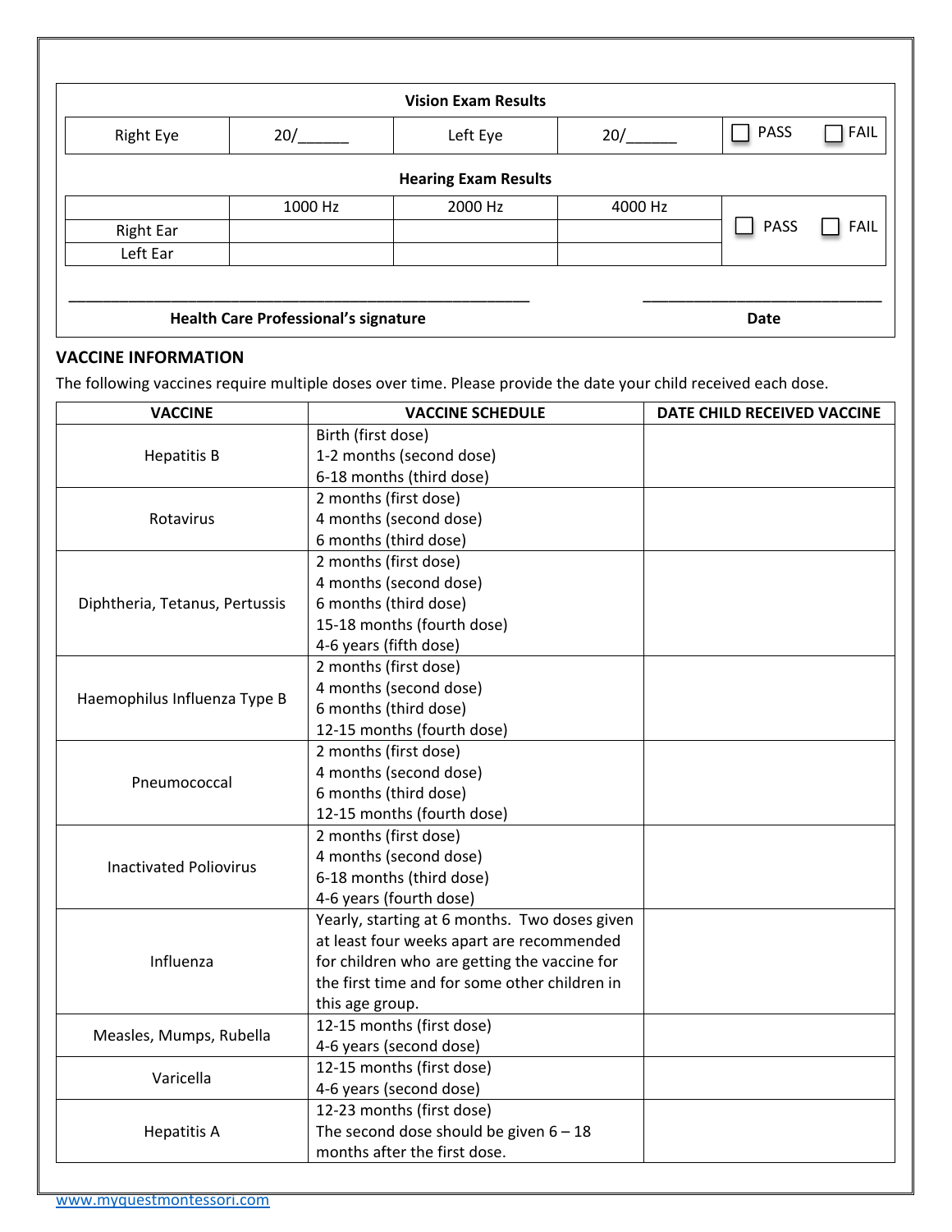| Vision Exam Results | | | | |
|---|---|---|---|---|
| Right Eye | 20/______ | Left Eye | 20/______ | ☐ PASS ☐ FAIL |

| Hearing Exam Results | | | | |
|---|---|---|---|---|
| | 1000 Hz | 2000 Hz | 4000 Hz | ☐ PASS ☐ FAIL |
| Right Ear | | | | |
| Left Ear | | | | |

_______________________________________________________ ____________________________

**Health Care Professional's signature** **Date**

## VACCINE INFORMATION

The following vaccines require multiple doses over time. Please provide the date your child received each dose.

| VACCINE | VACCINE SCHEDULE | DATE CHILD RECEIVED VACCINE |
|---|---|---|
| Hepatitis B | Birth (first dose)<br>1-2 months (second dose)<br>6-18 months (third dose) | |
| Rotavirus | 2 months (first dose)<br>4 months (second dose)<br>6 months (third dose) | |
| Diphtheria, Tetanus, Pertussis | 2 months (first dose)<br>4 months (second dose)<br>6 months (third dose)<br>15-18 months (fourth dose)<br>4-6 years (fifth dose) | |
| Haemophilus Influenza Type B | 2 months (first dose)<br>4 months (second dose)<br>6 months (third dose)<br>12-15 months (fourth dose) | |
| Pneumococcal | 2 months (first dose)<br>4 months (second dose)<br>6 months (third dose)<br>12-15 months (fourth dose) | |
| Inactivated Poliovirus | 2 months (first dose)<br>4 months (second dose)<br>6-18 months (third dose)<br>4-6 years (fourth dose) | |
| Influenza | Yearly, starting at 6 months. Two doses given at least four weeks apart are recommended for children who are getting the vaccine for the first time and for some other children in this age group. | |
| Measles, Mumps, Rubella | 12-15 months (first dose)<br>4-6 years (second dose) | |
| Varicella | 12-15 months (first dose)<br>4-6 years (second dose) | |
| Hepatitis A | 12-23 months (first dose)<br>The second dose should be given 6 – 18 months after the first dose. | |

www.myquestmontessori.com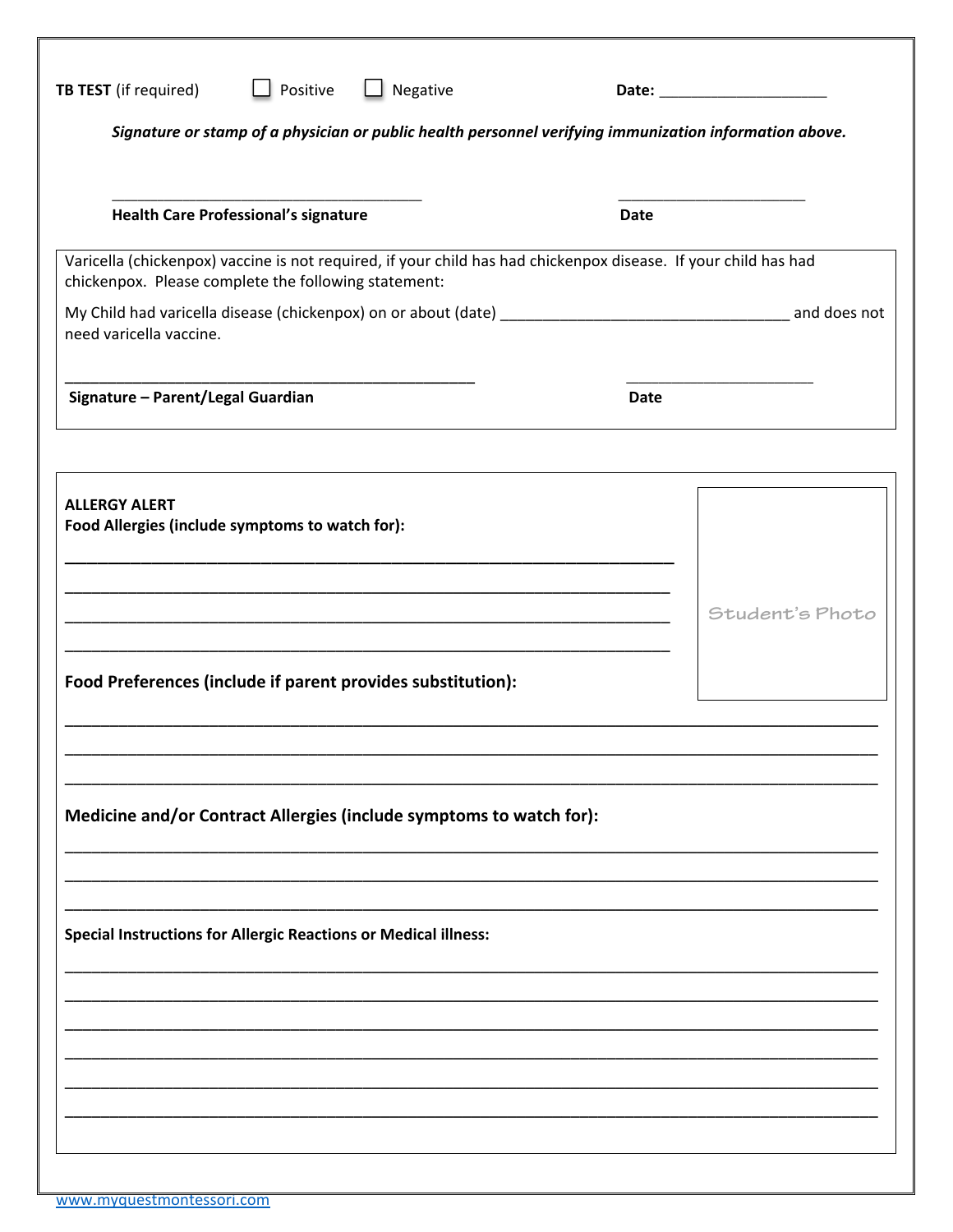**TB TEST** (if required) ☐ Positive ☐ Negative **Date:** ____________________

***Signature or stamp of a physician or public health personnel verifying immunization information above.***

______________________________________ ______________________

**Health Care Professional's signature** **Date**

Varicella (chickenpox) vaccine is not required, if your child has had chickenpox disease. If your child has had chickenpox. Please complete the following statement:

My Child had varicella disease (chickenpox) on or about (date) ___________________________________ and does not need varicella vaccine.

__________________________________________________ ______________________

**Signature – Parent/Legal Guardian** **Date**

**ALLERGY ALERT**

**Food Allergies (include symptoms to watch for):**

__________________________________________________________________________

__________________________________________________________________________

__________________________________________________________________________

__________________________________________________________________________

Student's Photo

**Food Preferences (include if parent provides substitution):**

__________________________________________________________________________

__________________________________________________________________________

__________________________________________________________________________

**Medicine and/or Contract Allergies (include symptoms to watch for):**

__________________________________________________________________________

__________________________________________________________________________

__________________________________________________________________________

**Special Instructions for Allergic Reactions or Medical illness:**

__________________________________________________________________________

__________________________________________________________________________

__________________________________________________________________________

__________________________________________________________________________

__________________________________________________________________________

__________________________________________________________________________

www.myquestmontessori.com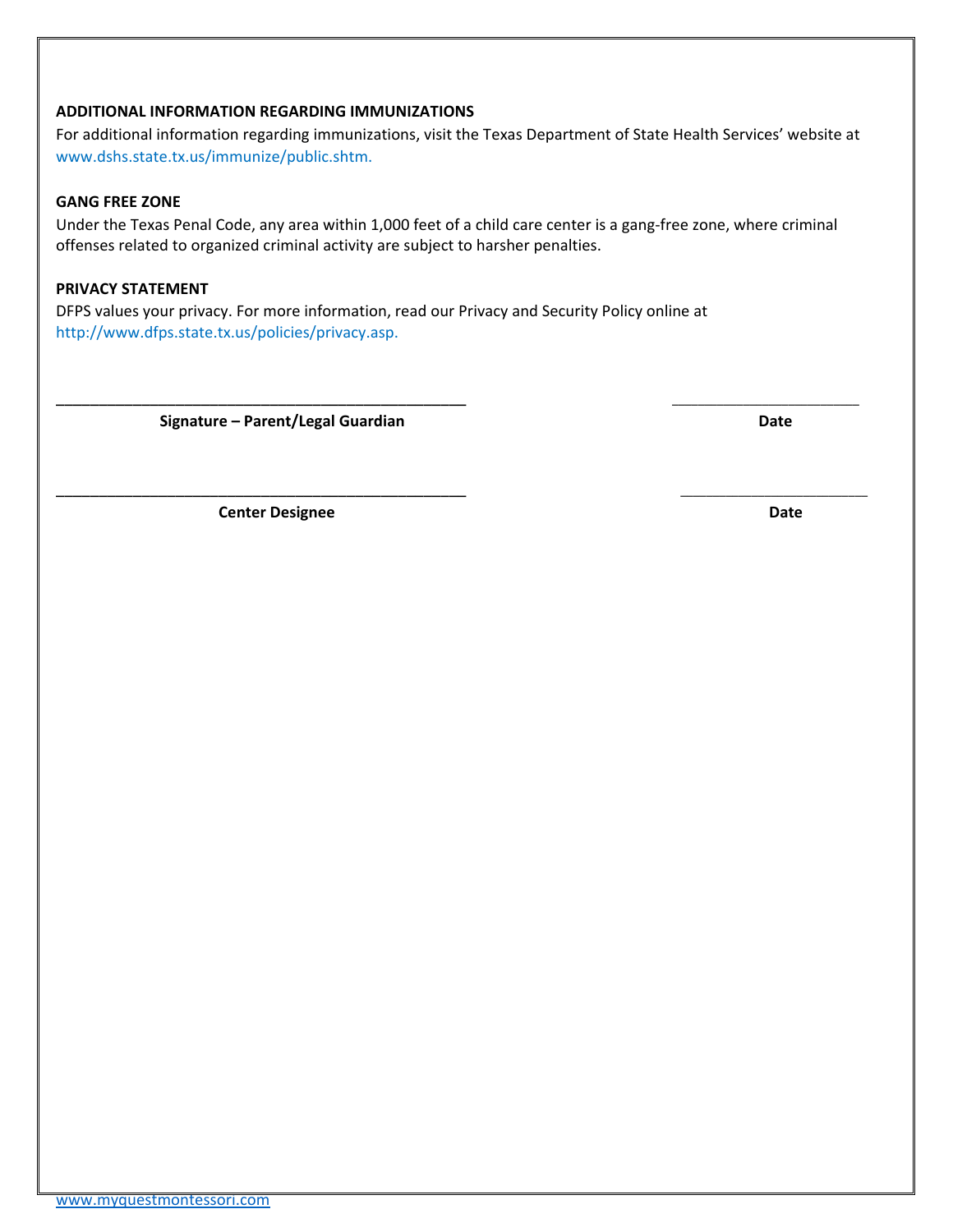**ADDITIONAL INFORMATION REGARDING IMMUNIZATIONS**

For additional information regarding immunizations, visit the Texas Department of State Health Services' website at www.dshs.state.tx.us/immunize/public.shtm.

**GANG FREE ZONE**

Under the Texas Penal Code, any area within 1,000 feet of a child care center is a gang-free zone, where criminal offenses related to organized criminal activity are subject to harsher penalties.

**PRIVACY STATEMENT**

DFPS values your privacy. For more information, read our Privacy and Security Policy online at http://www.dfps.state.tx.us/policies/privacy.asp.

\_\_\_\_\_\_\_\_\_\_\_\_\_\_\_\_\_\_\_\_\_\_\_\_\_\_\_\_\_\_\_\_\_\_\_\_\_\_\_\_\_\_\_\_\_\_\_\_ \_\_\_\_\_\_\_\_\_\_\_\_\_\_\_\_\_\_\_\_\_\_\_

**Signature – Parent/Legal Guardian** **Date**

\_\_\_\_\_\_\_\_\_\_\_\_\_\_\_\_\_\_\_\_\_\_\_\_\_\_\_\_\_\_\_\_\_\_\_\_\_\_\_\_\_\_\_\_\_\_\_\_ \_\_\_\_\_\_\_\_\_\_\_\_\_\_\_\_\_\_\_\_\_\_\_

**Center Designee** **Date**